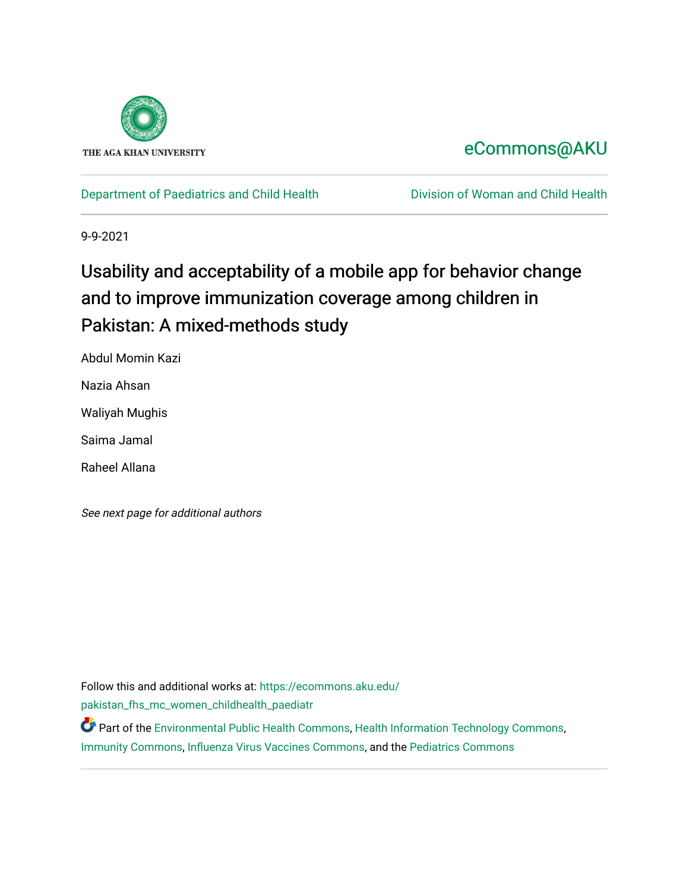THE AGA KHAN UNIVERSITY

eCommons@AKU

Department of Paediatrics and Child Health

Division of Woman and Child Health

9-9-2021

# Usability and acceptability of a mobile app for behavior change and to improve immunization coverage among children in Pakistan: A mixed-methods study

Abdul Momin Kazi

Nazia Ahsan

Waliyah Mughis

Saima Jamal

Raheel Allana

*See next page for additional authors*

Follow this and additional works at: https://ecommons.aku.edu/pakistan_fhs_mc_women_childhealth_paediatr

Part of the Environmental Public Health Commons, Health Information Technology Commons, Immunity Commons, Influenza Virus Vaccines Commons, and the Pediatrics Commons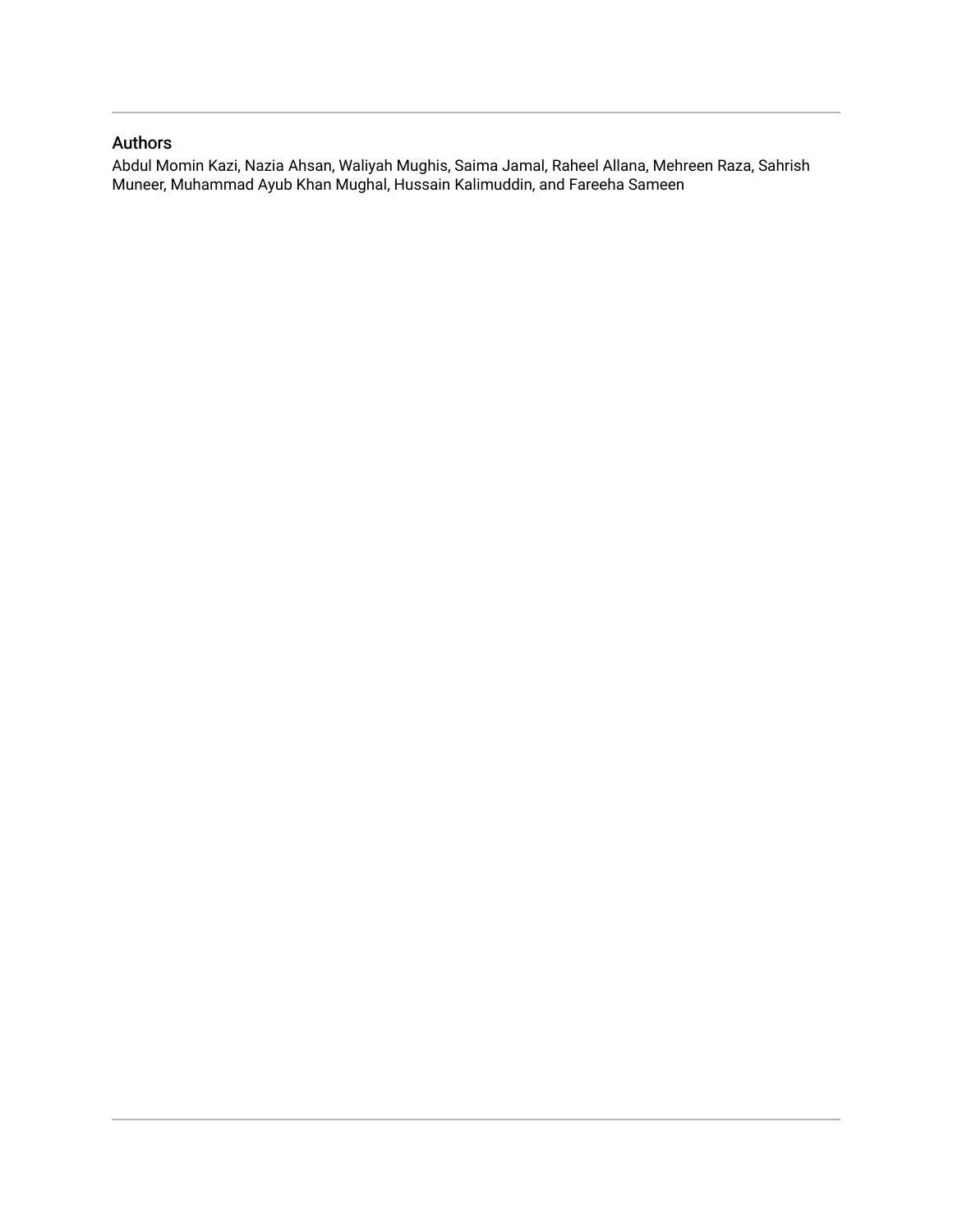## Authors

Abdul Momin Kazi, Nazia Ahsan, Waliyah Mughis, Saima Jamal, Raheel Allana, Mehreen Raza, Sahrish Muneer, Muhammad Ayub Khan Mughal, Hussain Kalimuddin, and Fareeha Sameen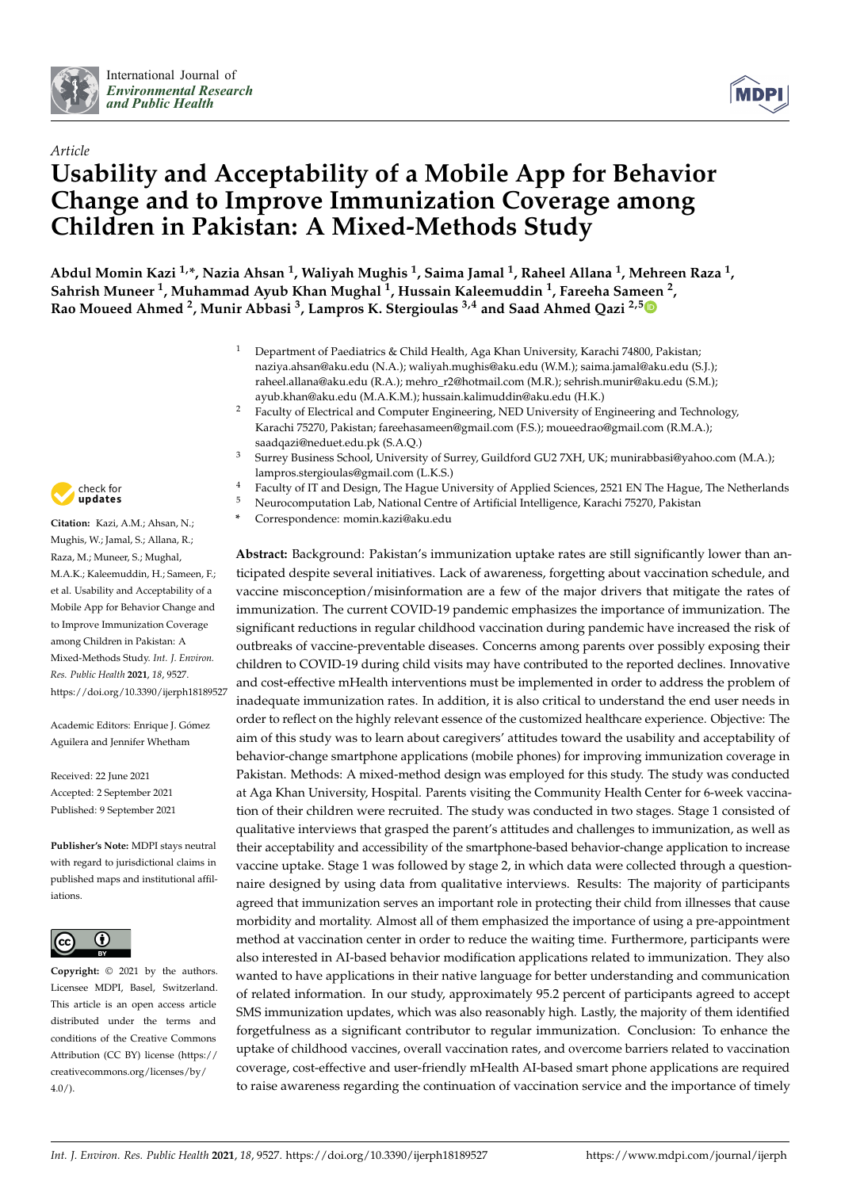Article

# Usability and Acceptability of a Mobile App for Behavior Change and to Improve Immunization Coverage among Children in Pakistan: A Mixed-Methods Study

**Abdul Momin Kazi [1,*], Nazia Ahsan [1], Waliyah Mughis [1], Saima Jamal [1], Raheel Allana [1], Mehreen Raza [1], Sahrish Muneer [1], Muhammad Ayub Khan Mughal [1], Hussain Kaleemuddin [1], Fareeha Sameen [2], Rao Moueed Ahmed [2], Munir Abbasi [3], Lampros K. Stergioulas [3,4] and Saad Ahmed Qazi [2,5]**

[1] Department of Paediatrics & Child Health, Aga Khan University, Karachi 74800, Pakistan; naziya.ahsan@aku.edu (N.A.); waliyah.mughis@aku.edu (W.M.); saima.jamal@aku.edu (S.J.); raheel.allana@aku.edu (R.A.); mehro_r2@hotmail.com (M.R.); sehrish.munir@aku.edu (S.M.); ayub.khan@aku.edu (M.A.K.M.); hussain.kalimuddin@aku.edu (H.K.)

[2] Faculty of Electrical and Computer Engineering, NED University of Engineering and Technology, Karachi 75270, Pakistan; fareehasameen@gmail.com (F.S.); moueedrao@gmail.com (R.M.A.); saadqazi@neduet.edu.pk (S.A.Q.)

[3] Surrey Business School, University of Surrey, Guildford GU2 7XH, UK; munirabbasi@yahoo.com (M.A.); lampros.stergioulas@gmail.com (L.K.S.)

[4] Faculty of IT and Design, The Hague University of Applied Sciences, 2521 EN The Hague, The Netherlands

[5] Neurocomputation Lab, National Centre of Artificial Intelligence, Karachi 75270, Pakistan

\* Correspondence: momin.kazi@aku.edu

**Citation:** Kazi, A.M.; Ahsan, N.; Mughis, W.; Jamal, S.; Allana, R.; Raza, M.; Muneer, S.; Mughal, M.A.K.; Kaleemuddin, H.; Sameen, F.; et al. Usability and Acceptability of a Mobile App for Behavior Change and to Improve Immunization Coverage among Children in Pakistan: A Mixed-Methods Study. *Int. J. Environ. Res. Public Health* **2021**, *18*, 9527. https://doi.org/10.3390/ijerph18189527

Academic Editors: Enrique J. Gómez Aguilera and Jennifer Whetham

Received: 22 June 2021
Accepted: 2 September 2021
Published: 9 September 2021

**Publisher's Note:** MDPI stays neutral with regard to jurisdictional claims in published maps and institutional affiliations.

**Copyright:** © 2021 by the authors. Licensee MDPI, Basel, Switzerland. This article is an open access article distributed under the terms and conditions of the Creative Commons Attribution (CC BY) license (https://creativecommons.org/licenses/by/4.0/).

**Abstract:** Background: Pakistan's immunization uptake rates are still significantly lower than anticipated despite several initiatives. Lack of awareness, forgetting about vaccination schedule, and vaccine misconception/misinformation are a few of the major drivers that mitigate the rates of immunization. The current COVID-19 pandemic emphasizes the importance of immunization. The significant reductions in regular childhood vaccination during pandemic have increased the risk of outbreaks of vaccine-preventable diseases. Concerns among parents over possibly exposing their children to COVID-19 during child visits may have contributed to the reported declines. Innovative and cost-effective mHealth interventions must be implemented in order to address the problem of inadequate immunization rates. In addition, it is also critical to understand the end user needs in order to reflect on the highly relevant essence of the customized healthcare experience. Objective: The aim of this study was to learn about caregivers' attitudes toward the usability and acceptability of behavior-change smartphone applications (mobile phones) for improving immunization coverage in Pakistan. Methods: A mixed-method design was employed for this study. The study was conducted at Aga Khan University, Hospital. Parents visiting the Community Health Center for 6-week vaccination of their children were recruited. The study was conducted in two stages. Stage 1 consisted of qualitative interviews that grasped the parent's attitudes and challenges to immunization, as well as their acceptability and accessibility of the smartphone-based behavior-change application to increase vaccine uptake. Stage 1 was followed by stage 2, in which data were collected through a questionnaire designed by using data from qualitative interviews. Results: The majority of participants agreed that immunization serves an important role in protecting their child from illnesses that cause morbidity and mortality. Almost all of them emphasized the importance of using a pre-appointment method at vaccination center in order to reduce the waiting time. Furthermore, participants were also interested in AI-based behavior modification applications related to immunization. They also wanted to have applications in their native language for better understanding and communication of related information. In our study, approximately 95.2 percent of participants agreed to accept SMS immunization updates, which was also reasonably high. Lastly, the majority of them identified forgetfulness as a significant contributor to regular immunization. Conclusion: To enhance the uptake of childhood vaccines, overall vaccination rates, and overcome barriers related to vaccination coverage, cost-effective and user-friendly mHealth AI-based smart phone applications are required to raise awareness regarding the continuation of vaccination service and the importance of timely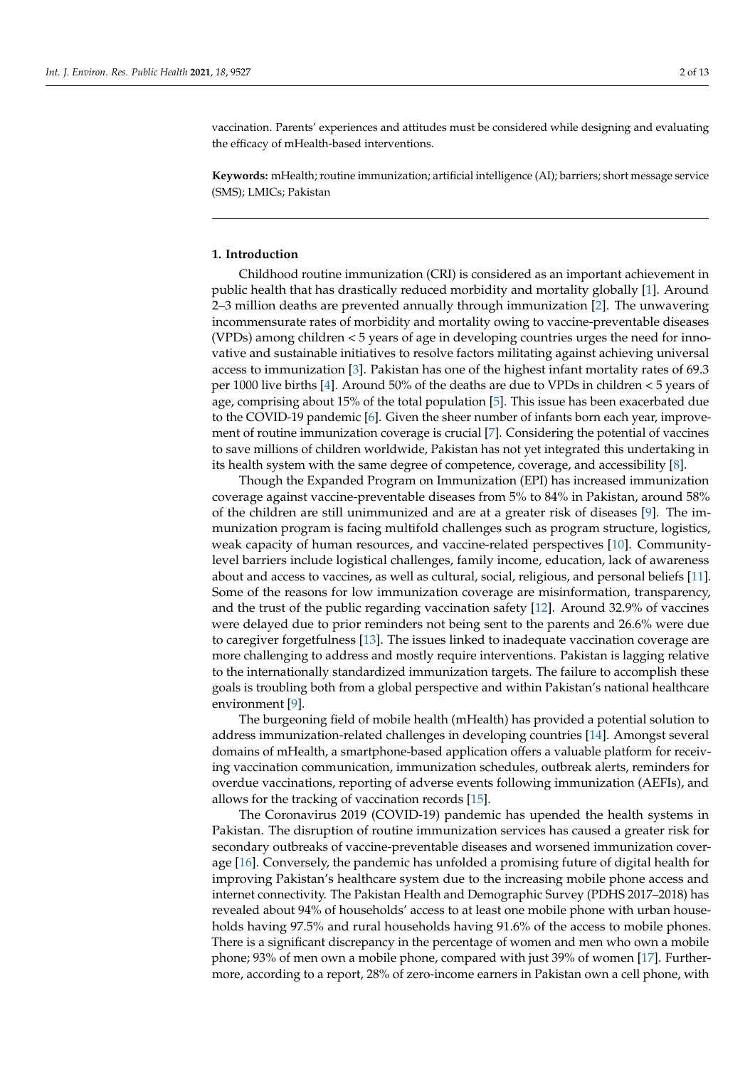vaccination. Parents' experiences and attitudes must be considered while designing and evaluating the efficacy of mHealth-based interventions.

**Keywords:** mHealth; routine immunization; artificial intelligence (AI); barriers; short message service (SMS); LMICs; Pakistan

---

## 1. Introduction

Childhood routine immunization (CRI) is considered as an important achievement in public health that has drastically reduced morbidity and mortality globally [1]. Around 2–3 million deaths are prevented annually through immunization [2]. The unwavering incommensurate rates of morbidity and mortality owing to vaccine-preventable diseases (VPDs) among children < 5 years of age in developing countries urges the need for innovative and sustainable initiatives to resolve factors militating against achieving universal access to immunization [3]. Pakistan has one of the highest infant mortality rates of 69.3 per 1000 live births [4]. Around 50% of the deaths are due to VPDs in children < 5 years of age, comprising about 15% of the total population [5]. This issue has been exacerbated due to the COVID-19 pandemic [6]. Given the sheer number of infants born each year, improvement of routine immunization coverage is crucial [7]. Considering the potential of vaccines to save millions of children worldwide, Pakistan has not yet integrated this undertaking in its health system with the same degree of competence, coverage, and accessibility [8].

Though the Expanded Program on Immunization (EPI) has increased immunization coverage against vaccine-preventable diseases from 5% to 84% in Pakistan, around 58% of the children are still unimmunized and are at a greater risk of diseases [9]. The immunization program is facing multifold challenges such as program structure, logistics, weak capacity of human resources, and vaccine-related perspectives [10]. Community-level barriers include logistical challenges, family income, education, lack of awareness about and access to vaccines, as well as cultural, social, religious, and personal beliefs [11]. Some of the reasons for low immunization coverage are misinformation, transparency, and the trust of the public regarding vaccination safety [12]. Around 32.9% of vaccines were delayed due to prior reminders not being sent to the parents and 26.6% were due to caregiver forgetfulness [13]. The issues linked to inadequate vaccination coverage are more challenging to address and mostly require interventions. Pakistan is lagging relative to the internationally standardized immunization targets. The failure to accomplish these goals is troubling both from a global perspective and within Pakistan's national healthcare environment [9].

The burgeoning field of mobile health (mHealth) has provided a potential solution to address immunization-related challenges in developing countries [14]. Amongst several domains of mHealth, a smartphone-based application offers a valuable platform for receiving vaccination communication, immunization schedules, outbreak alerts, reminders for overdue vaccinations, reporting of adverse events following immunization (AEFIs), and allows for the tracking of vaccination records [15].

The Coronavirus 2019 (COVID-19) pandemic has upended the health systems in Pakistan. The disruption of routine immunization services has caused a greater risk for secondary outbreaks of vaccine-preventable diseases and worsened immunization coverage [16]. Conversely, the pandemic has unfolded a promising future of digital health for improving Pakistan's healthcare system due to the increasing mobile phone access and internet connectivity. The Pakistan Health and Demographic Survey (PDHS 2017–2018) has revealed about 94% of households' access to at least one mobile phone with urban households having 97.5% and rural households having 91.6% of the access to mobile phones. There is a significant discrepancy in the percentage of women and men who own a mobile phone; 93% of men own a mobile phone, compared with just 39% of women [17]. Furthermore, according to a report, 28% of zero-income earners in Pakistan own a cell phone, with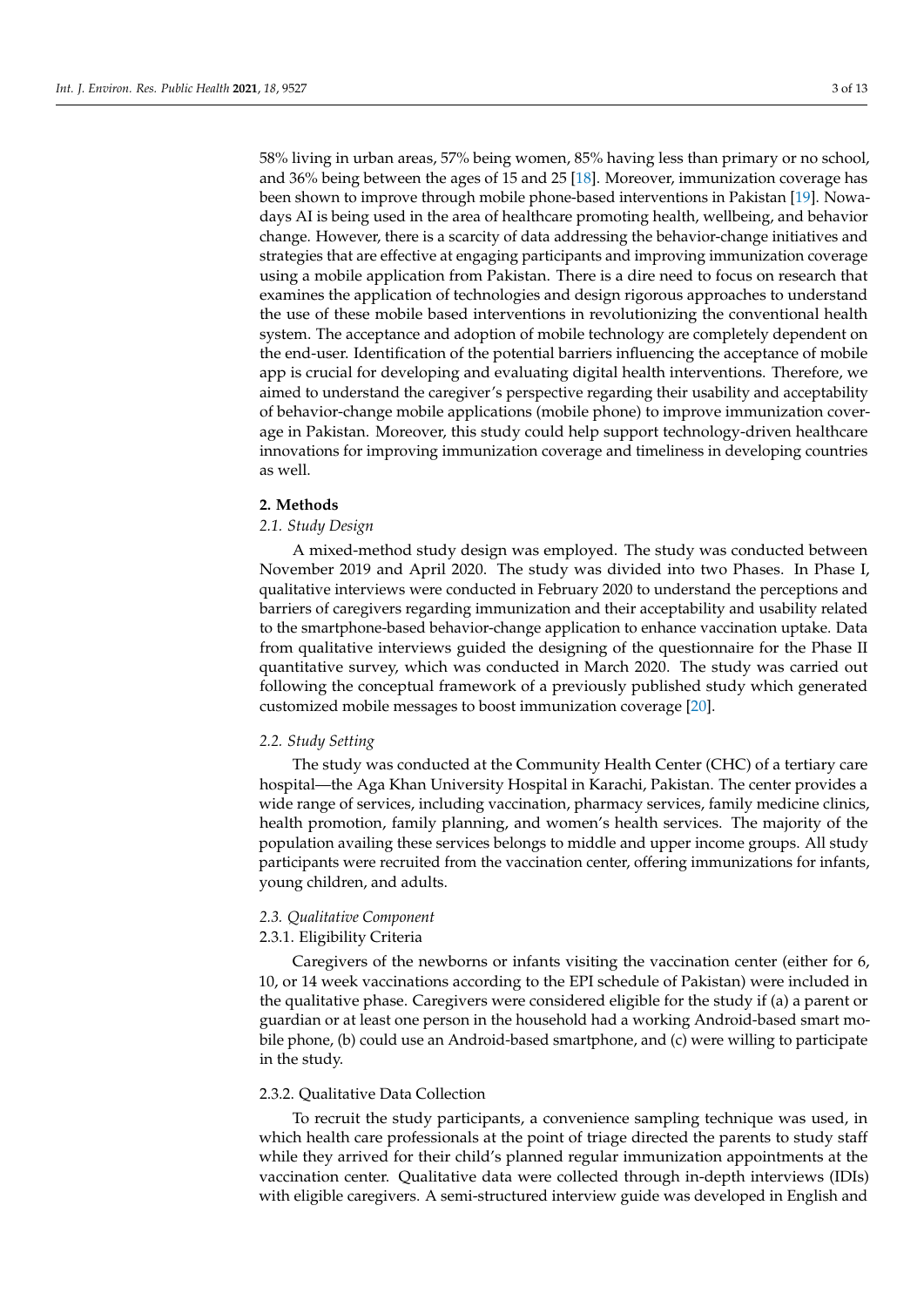58% living in urban areas, 57% being women, 85% having less than primary or no school, and 36% being between the ages of 15 and 25 [18]. Moreover, immunization coverage has been shown to improve through mobile phone-based interventions in Pakistan [19]. Nowadays AI is being used in the area of healthcare promoting health, wellbeing, and behavior change. However, there is a scarcity of data addressing the behavior-change initiatives and strategies that are effective at engaging participants and improving immunization coverage using a mobile application from Pakistan. There is a dire need to focus on research that examines the application of technologies and design rigorous approaches to understand the use of these mobile based interventions in revolutionizing the conventional health system. The acceptance and adoption of mobile technology are completely dependent on the end-user. Identification of the potential barriers influencing the acceptance of mobile app is crucial for developing and evaluating digital health interventions. Therefore, we aimed to understand the caregiver's perspective regarding their usability and acceptability of behavior-change mobile applications (mobile phone) to improve immunization coverage in Pakistan. Moreover, this study could help support technology-driven healthcare innovations for improving immunization coverage and timeliness in developing countries as well.

## 2. Methods

### *2.1. Study Design*

A mixed-method study design was employed. The study was conducted between November 2019 and April 2020. The study was divided into two Phases. In Phase I, qualitative interviews were conducted in February 2020 to understand the perceptions and barriers of caregivers regarding immunization and their acceptability and usability related to the smartphone-based behavior-change application to enhance vaccination uptake. Data from qualitative interviews guided the designing of the questionnaire for the Phase II quantitative survey, which was conducted in March 2020. The study was carried out following the conceptual framework of a previously published study which generated customized mobile messages to boost immunization coverage [20].

### *2.2. Study Setting*

The study was conducted at the Community Health Center (CHC) of a tertiary care hospital—the Aga Khan University Hospital in Karachi, Pakistan. The center provides a wide range of services, including vaccination, pharmacy services, family medicine clinics, health promotion, family planning, and women's health services. The majority of the population availing these services belongs to middle and upper income groups. All study participants were recruited from the vaccination center, offering immunizations for infants, young children, and adults.

### *2.3. Qualitative Component*

#### 2.3.1. Eligibility Criteria

Caregivers of the newborns or infants visiting the vaccination center (either for 6, 10, or 14 week vaccinations according to the EPI schedule of Pakistan) were included in the qualitative phase. Caregivers were considered eligible for the study if (a) a parent or guardian or at least one person in the household had a working Android-based smart mobile phone, (b) could use an Android-based smartphone, and (c) were willing to participate in the study.

#### 2.3.2. Qualitative Data Collection

To recruit the study participants, a convenience sampling technique was used, in which health care professionals at the point of triage directed the parents to study staff while they arrived for their child's planned regular immunization appointments at the vaccination center. Qualitative data were collected through in-depth interviews (IDIs) with eligible caregivers. A semi-structured interview guide was developed in English and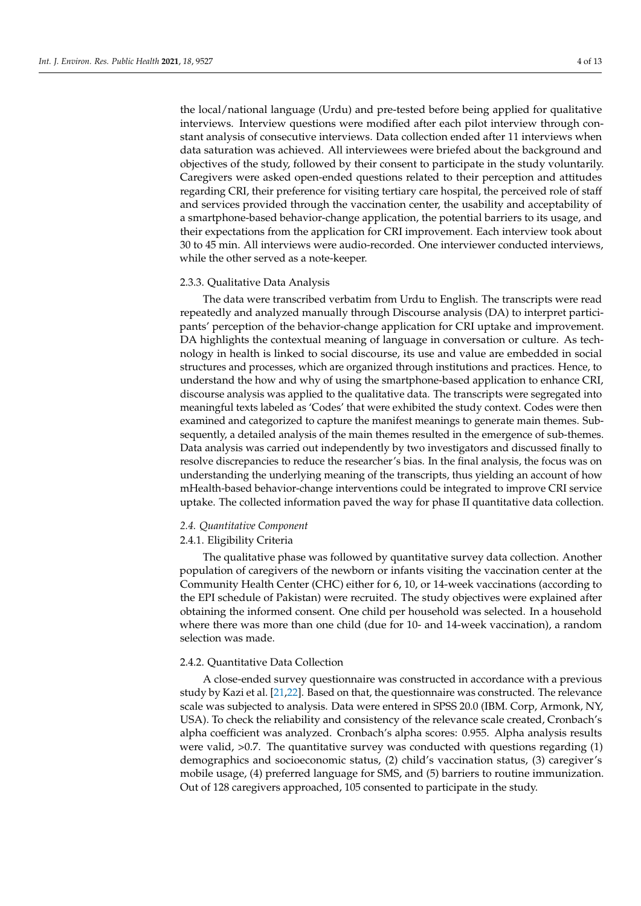the local/national language (Urdu) and pre-tested before being applied for qualitative interviews. Interview questions were modified after each pilot interview through constant analysis of consecutive interviews. Data collection ended after 11 interviews when data saturation was achieved. All interviewees were briefed about the background and objectives of the study, followed by their consent to participate in the study voluntarily. Caregivers were asked open-ended questions related to their perception and attitudes regarding CRI, their preference for visiting tertiary care hospital, the perceived role of staff and services provided through the vaccination center, the usability and acceptability of a smartphone-based behavior-change application, the potential barriers to its usage, and their expectations from the application for CRI improvement. Each interview took about 30 to 45 min. All interviews were audio-recorded. One interviewer conducted interviews, while the other served as a note-keeper.

#### 2.3.3. Qualitative Data Analysis

The data were transcribed verbatim from Urdu to English. The transcripts were read repeatedly and analyzed manually through Discourse analysis (DA) to interpret participants' perception of the behavior-change application for CRI uptake and improvement. DA highlights the contextual meaning of language in conversation or culture. As technology in health is linked to social discourse, its use and value are embedded in social structures and processes, which are organized through institutions and practices. Hence, to understand the how and why of using the smartphone-based application to enhance CRI, discourse analysis was applied to the qualitative data. The transcripts were segregated into meaningful texts labeled as 'Codes' that were exhibited the study context. Codes were then examined and categorized to capture the manifest meanings to generate main themes. Subsequently, a detailed analysis of the main themes resulted in the emergence of sub-themes. Data analysis was carried out independently by two investigators and discussed finally to resolve discrepancies to reduce the researcher's bias. In the final analysis, the focus was on understanding the underlying meaning of the transcripts, thus yielding an account of how mHealth-based behavior-change interventions could be integrated to improve CRI service uptake. The collected information paved the way for phase II quantitative data collection.

### *2.4. Quantitative Component*

#### 2.4.1. Eligibility Criteria

The qualitative phase was followed by quantitative survey data collection. Another population of caregivers of the newborn or infants visiting the vaccination center at the Community Health Center (CHC) either for 6, 10, or 14-week vaccinations (according to the EPI schedule of Pakistan) were recruited. The study objectives were explained after obtaining the informed consent. One child per household was selected. In a household where there was more than one child (due for 10- and 14-week vaccination), a random selection was made.

#### 2.4.2. Quantitative Data Collection

A close-ended survey questionnaire was constructed in accordance with a previous study by Kazi et al. [21,22]. Based on that, the questionnaire was constructed. The relevance scale was subjected to analysis. Data were entered in SPSS 20.0 (IBM. Corp, Armonk, NY, USA). To check the reliability and consistency of the relevance scale created, Cronbach's alpha coefficient was analyzed. Cronbach's alpha scores: 0.955. Alpha analysis results were valid, >0.7. The quantitative survey was conducted with questions regarding (1) demographics and socioeconomic status, (2) child's vaccination status, (3) caregiver's mobile usage, (4) preferred language for SMS, and (5) barriers to routine immunization. Out of 128 caregivers approached, 105 consented to participate in the study.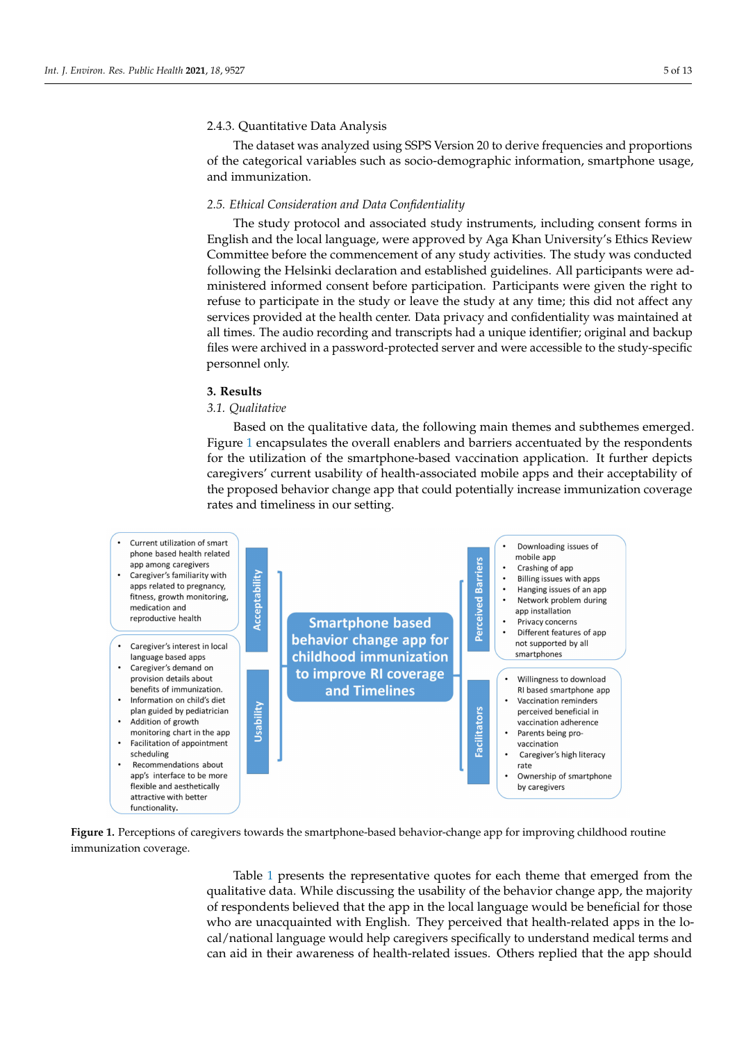### 2.4.3. Quantitative Data Analysis

The dataset was analyzed using SSPS Version 20 to derive frequencies and proportions of the categorical variables such as socio-demographic information, smartphone usage, and immunization.

### *2.5. Ethical Consideration and Data Confidentiality*

The study protocol and associated study instruments, including consent forms in English and the local language, were approved by Aga Khan University's Ethics Review Committee before the commencement of any study activities. The study was conducted following the Helsinki declaration and established guidelines. All participants were administered informed consent before participation. Participants were given the right to refuse to participate in the study or leave the study at any time; this did not affect any services provided at the health center. Data privacy and confidentiality was maintained at all times. The audio recording and transcripts had a unique identifier; original and backup files were archived in a password-protected server and were accessible to the study-specific personnel only.

## 3. Results

### *3.1. Qualitative*

Based on the qualitative data, the following main themes and subthemes emerged. Figure 1 encapsulates the overall enablers and barriers accentuated by the respondents for the utilization of the smartphone-based vaccination application. It further depicts caregivers' current usability of health-associated mobile apps and their acceptability of the proposed behavior change app that could potentially increase immunization coverage rates and timeliness in our setting.

**Smartphone based behavior change app for childhood immunization to improve RI coverage and Timelines**

**Acceptability**
- Current utilization of smart phone based health related app among caregivers
- Caregiver's familiarity with apps related to pregnancy, fitness, growth monitoring, medication and reproductive health

**Usability**
- Caregiver's interest in local language based apps
- Caregiver's demand on provision details about benefits of immunization.
- Information on child's diet plan guided by pediatrician
- Addition of growth monitoring chart in the app
- Facilitation of appointment scheduling
- Recommendations about app's interface to be more flexible and aesthetically attractive with better functionality.

**Perceived Barriers**
- Downloading issues of mobile app
- Crashing of app
- Billing issues with apps
- Hanging issues of an app
- Network problem during app installation
- Privacy concerns
- Different features of app not supported by all smartphones

**Facilitators**
- Willingness to download RI based smartphone app
- Vaccination reminders perceived beneficial in vaccination adherence
- Parents being pro-vaccination
- Caregiver's high literacy rate
- Ownership of smartphone by caregivers

**Figure 1.** Perceptions of caregivers towards the smartphone-based behavior-change app for improving childhood routine immunization coverage.

Table 1 presents the representative quotes for each theme that emerged from the qualitative data. While discussing the usability of the behavior change app, the majority of respondents believed that the app in the local language would be beneficial for those who are unacquainted with English. They perceived that health-related apps in the local/national language would help caregivers specifically to understand medical terms and can aid in their awareness of health-related issues. Others replied that the app should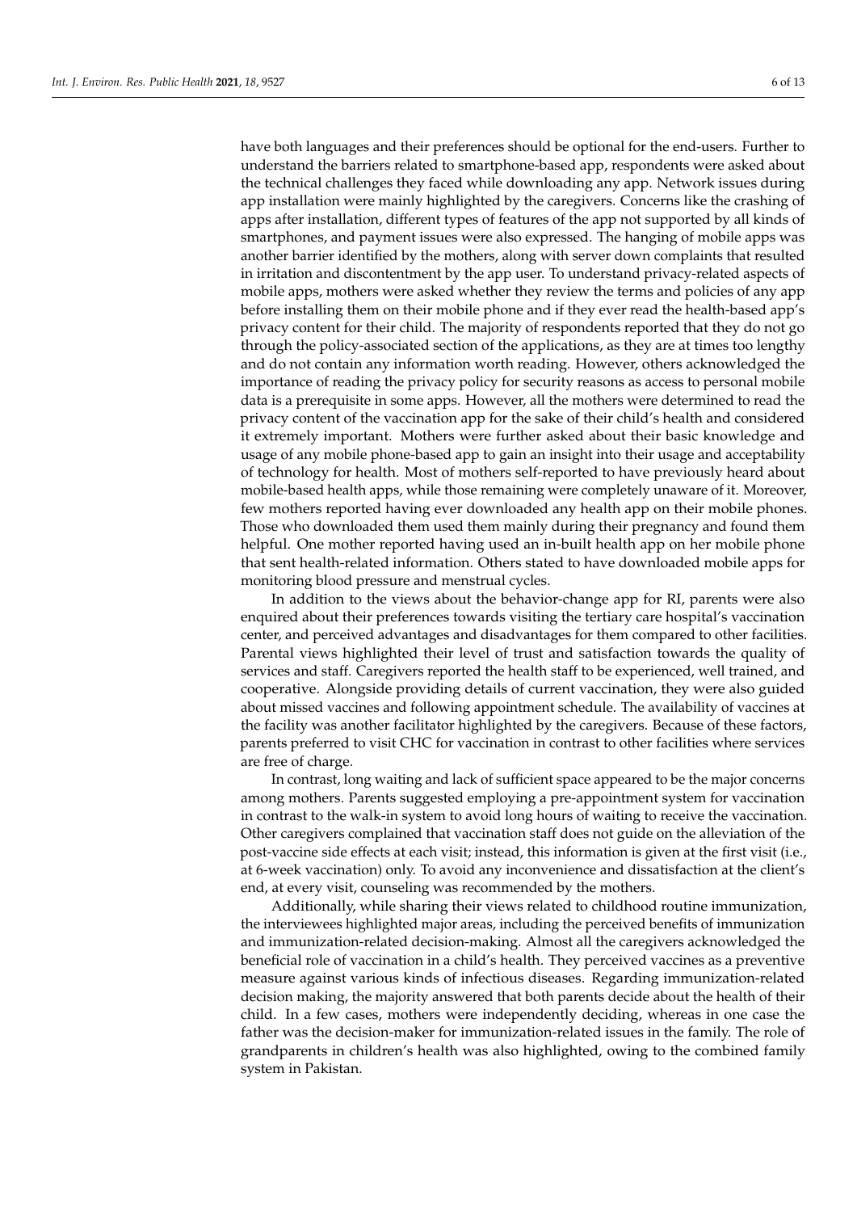have both languages and their preferences should be optional for the end-users. Further to understand the barriers related to smartphone-based app, respondents were asked about the technical challenges they faced while downloading any app. Network issues during app installation were mainly highlighted by the caregivers. Concerns like the crashing of apps after installation, different types of features of the app not supported by all kinds of smartphones, and payment issues were also expressed. The hanging of mobile apps was another barrier identified by the mothers, along with server down complaints that resulted in irritation and discontentment by the app user. To understand privacy-related aspects of mobile apps, mothers were asked whether they review the terms and policies of any app before installing them on their mobile phone and if they ever read the health-based app's privacy content for their child. The majority of respondents reported that they do not go through the policy-associated section of the applications, as they are at times too lengthy and do not contain any information worth reading. However, others acknowledged the importance of reading the privacy policy for security reasons as access to personal mobile data is a prerequisite in some apps. However, all the mothers were determined to read the privacy content of the vaccination app for the sake of their child's health and considered it extremely important. Mothers were further asked about their basic knowledge and usage of any mobile phone-based app to gain an insight into their usage and acceptability of technology for health. Most of mothers self-reported to have previously heard about mobile-based health apps, while those remaining were completely unaware of it. Moreover, few mothers reported having ever downloaded any health app on their mobile phones. Those who downloaded them used them mainly during their pregnancy and found them helpful. One mother reported having used an in-built health app on her mobile phone that sent health-related information. Others stated to have downloaded mobile apps for monitoring blood pressure and menstrual cycles.

In addition to the views about the behavior-change app for RI, parents were also enquired about their preferences towards visiting the tertiary care hospital's vaccination center, and perceived advantages and disadvantages for them compared to other facilities. Parental views highlighted their level of trust and satisfaction towards the quality of services and staff. Caregivers reported the health staff to be experienced, well trained, and cooperative. Alongside providing details of current vaccination, they were also guided about missed vaccines and following appointment schedule. The availability of vaccines at the facility was another facilitator highlighted by the caregivers. Because of these factors, parents preferred to visit CHC for vaccination in contrast to other facilities where services are free of charge.

In contrast, long waiting and lack of sufficient space appeared to be the major concerns among mothers. Parents suggested employing a pre-appointment system for vaccination in contrast to the walk-in system to avoid long hours of waiting to receive the vaccination. Other caregivers complained that vaccination staff does not guide on the alleviation of the post-vaccine side effects at each visit; instead, this information is given at the first visit (i.e., at 6-week vaccination) only. To avoid any inconvenience and dissatisfaction at the client's end, at every visit, counseling was recommended by the mothers.

Additionally, while sharing their views related to childhood routine immunization, the interviewees highlighted major areas, including the perceived benefits of immunization and immunization-related decision-making. Almost all the caregivers acknowledged the beneficial role of vaccination in a child's health. They perceived vaccines as a preventive measure against various kinds of infectious diseases. Regarding immunization-related decision making, the majority answered that both parents decide about the health of their child. In a few cases, mothers were independently deciding, whereas in one case the father was the decision-maker for immunization-related issues in the family. The role of grandparents in children's health was also highlighted, owing to the combined family system in Pakistan.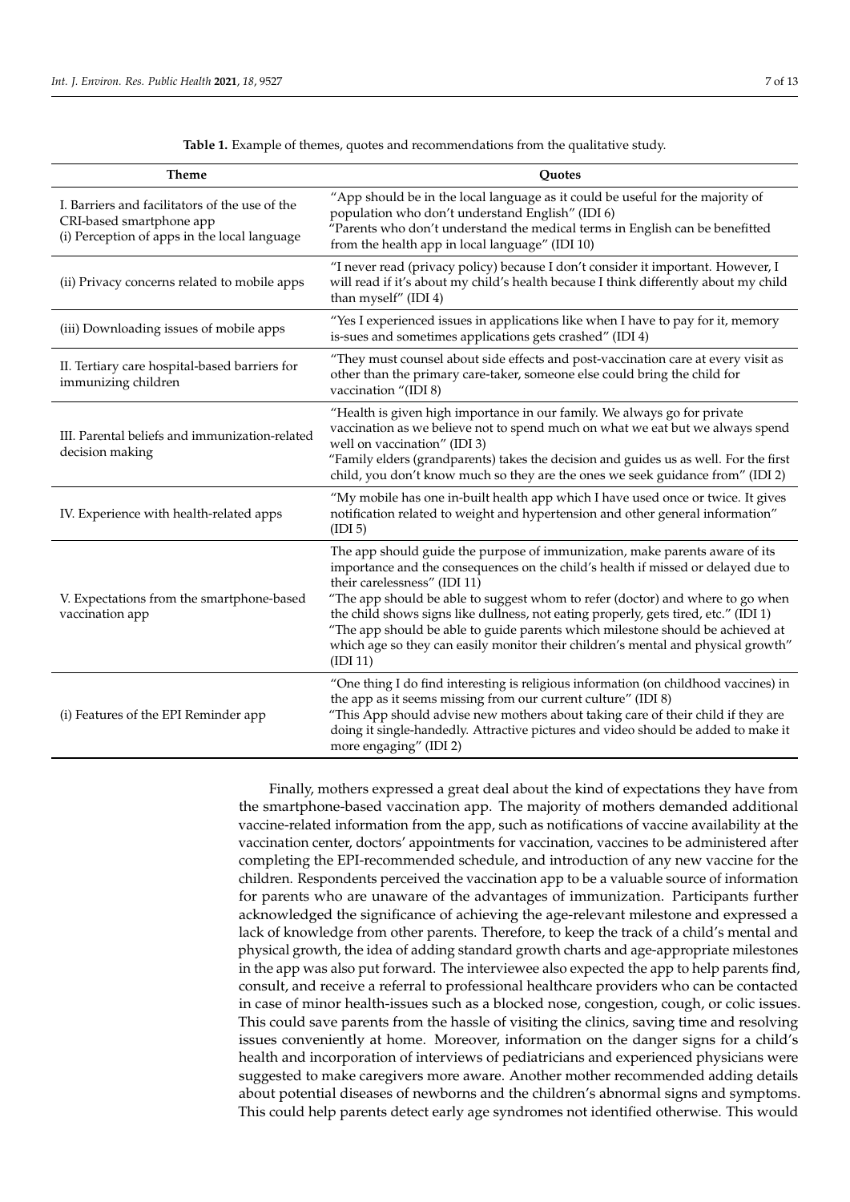**Table 1.** Example of themes, quotes and recommendations from the qualitative study.

| Theme | Quotes |
| --- | --- |
| I. Barriers and facilitators of the use of the CRI-based smartphone app<br>(i) Perception of apps in the local language | "App should be in the local language as it could be useful for the majority of population who don't understand English" (IDI 6)<br>"Parents who don't understand the medical terms in English can be benefitted from the health app in local language" (IDI 10) |
| (ii) Privacy concerns related to mobile apps | "I never read (privacy policy) because I don't consider it important. However, I will read if it's about my child's health because I think differently about my child than myself" (IDI 4) |
| (iii) Downloading issues of mobile apps | "Yes I experienced issues in applications like when I have to pay for it, memory is-sues and sometimes applications gets crashed" (IDI 4) |
| II. Tertiary care hospital-based barriers for immunizing children | "They must counsel about side effects and post-vaccination care at every visit as other than the primary care-taker, someone else could bring the child for vaccination "(IDI 8) |
| III. Parental beliefs and immunization-related decision making | "Health is given high importance in our family. We always go for private vaccination as we believe not to spend much on what we eat but we always spend well on vaccination" (IDI 3)<br>"Family elders (grandparents) takes the decision and guides us as well. For the first child, you don't know much so they are the ones we seek guidance from" (IDI 2) |
| IV. Experience with health-related apps | "My mobile has one in-built health app which I have used once or twice. It gives notification related to weight and hypertension and other general information" (IDI 5) |
| V. Expectations from the smartphone-based vaccination app | The app should guide the purpose of immunization, make parents aware of its importance and the consequences on the child's health if missed or delayed due to their carelessness" (IDI 11)<br>"The app should be able to suggest whom to refer (doctor) and where to go when the child shows signs like dullness, not eating properly, gets tired, etc." (IDI 1)<br>"The app should be able to guide parents which milestone should be achieved at which age so they can easily monitor their children's mental and physical growth" (IDI 11) |
| (i) Features of the EPI Reminder app | "One thing I do find interesting is religious information (on childhood vaccines) in the app as it seems missing from our current culture" (IDI 8)<br>"This App should advise new mothers about taking care of their child if they are doing it single-handedly. Attractive pictures and video should be added to make it more engaging" (IDI 2) |

Finally, mothers expressed a great deal about the kind of expectations they have from the smartphone-based vaccination app. The majority of mothers demanded additional vaccine-related information from the app, such as notifications of vaccine availability at the vaccination center, doctors' appointments for vaccination, vaccines to be administered after completing the EPI-recommended schedule, and introduction of any new vaccine for the children. Respondents perceived the vaccination app to be a valuable source of information for parents who are unaware of the advantages of immunization. Participants further acknowledged the significance of achieving the age-relevant milestone and expressed a lack of knowledge from other parents. Therefore, to keep the track of a child's mental and physical growth, the idea of adding standard growth charts and age-appropriate milestones in the app was also put forward. The interviewee also expected the app to help parents find, consult, and receive a referral to professional healthcare providers who can be contacted in case of minor health-issues such as a blocked nose, congestion, cough, or colic issues. This could save parents from the hassle of visiting the clinics, saving time and resolving issues conveniently at home. Moreover, information on the danger signs for a child's health and incorporation of interviews of pediatricians and experienced physicians were suggested to make caregivers more aware. Another mother recommended adding details about potential diseases of newborns and the children's abnormal signs and symptoms. This could help parents detect early age syndromes not identified otherwise. This would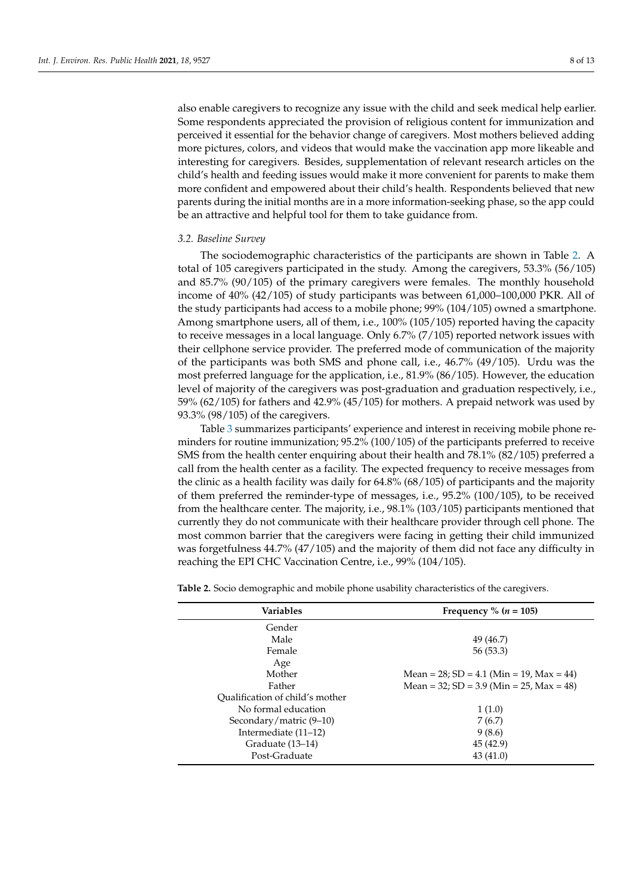also enable caregivers to recognize any issue with the child and seek medical help earlier. Some respondents appreciated the provision of religious content for immunization and perceived it essential for the behavior change of caregivers. Most mothers believed adding more pictures, colors, and videos that would make the vaccination app more likeable and interesting for caregivers. Besides, supplementation of relevant research articles on the child's health and feeding issues would make it more convenient for parents to make them more confident and empowered about their child's health. Respondents believed that new parents during the initial months are in a more information-seeking phase, so the app could be an attractive and helpful tool for them to take guidance from.

### *3.2. Baseline Survey*

The sociodemographic characteristics of the participants are shown in Table 2. A total of 105 caregivers participated in the study. Among the caregivers, 53.3% (56/105) and 85.7% (90/105) of the primary caregivers were females. The monthly household income of 40% (42/105) of study participants was between 61,000–100,000 PKR. All of the study participants had access to a mobile phone; 99% (104/105) owned a smartphone. Among smartphone users, all of them, i.e., 100% (105/105) reported having the capacity to receive messages in a local language. Only 6.7% (7/105) reported network issues with their cellphone service provider. The preferred mode of communication of the majority of the participants was both SMS and phone call, i.e., 46.7% (49/105). Urdu was the most preferred language for the application, i.e., 81.9% (86/105). However, the education level of majority of the caregivers was post-graduation and graduation respectively, i.e., 59% (62/105) for fathers and 42.9% (45/105) for mothers. A prepaid network was used by 93.3% (98/105) of the caregivers.

Table 3 summarizes participants' experience and interest in receiving mobile phone reminders for routine immunization; 95.2% (100/105) of the participants preferred to receive SMS from the health center enquiring about their health and 78.1% (82/105) preferred a call from the health center as a facility. The expected frequency to receive messages from the clinic as a health facility was daily for 64.8% (68/105) of participants and the majority of them preferred the reminder-type of messages, i.e., 95.2% (100/105), to be received from the healthcare center. The majority, i.e., 98.1% (103/105) participants mentioned that currently they do not communicate with their healthcare provider through cell phone. The most common barrier that the caregivers were facing in getting their child immunized was forgetfulness 44.7% (47/105) and the majority of them did not face any difficulty in reaching the EPI CHC Vaccination Centre, i.e., 99% (104/105).

**Table 2.** Socio demographic and mobile phone usability characteristics of the caregivers.

| Variables | Frequency % (*n* = 105) |
|---|---|
| Gender | |
| Male | 49 (46.7) |
| Female | 56 (53.3) |
| Age | |
| Mother | Mean = 28; SD = 4.1 (Min = 19, Max = 44) |
| Father | Mean = 32; SD = 3.9 (Min = 25, Max = 48) |
| Qualification of child's mother | |
| No formal education | 1 (1.0) |
| Secondary/matric (9–10) | 7 (6.7) |
| Intermediate (11–12) | 9 (8.6) |
| Graduate (13–14) | 45 (42.9) |
| Post-Graduate | 43 (41.0) |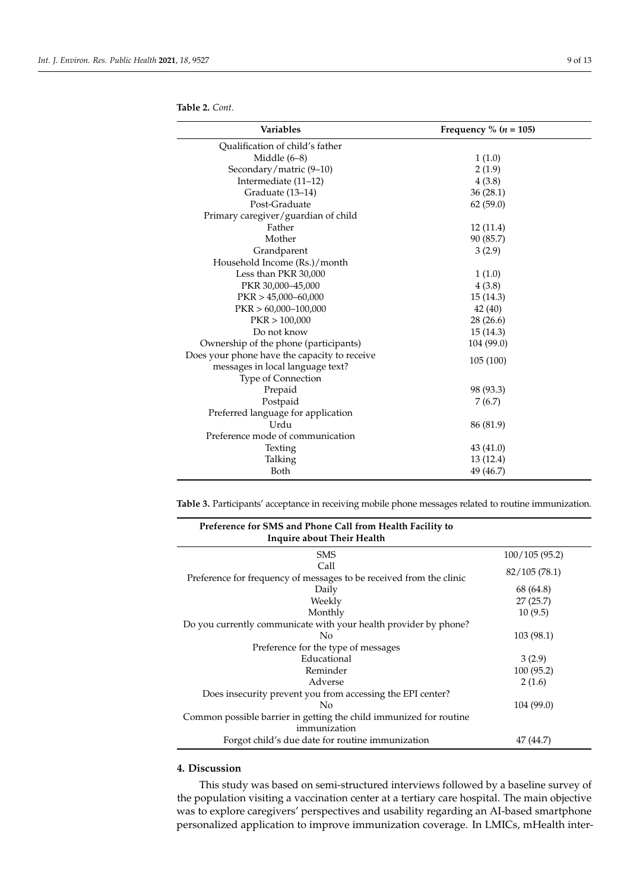**Table 2.** *Cont.*

| Variables | Frequency % ($n$ = 105) |
| --- | --- |
| Qualification of child's father | |
| Middle (6–8) | 1 (1.0) |
| Secondary/matric (9–10) | 2 (1.9) |
| Intermediate (11–12) | 4 (3.8) |
| Graduate (13–14) | 36 (28.1) |
| Post-Graduate | 62 (59.0) |
| Primary caregiver/guardian of child | |
| Father | 12 (11.4) |
| Mother | 90 (85.7) |
| Grandparent | 3 (2.9) |
| Household Income (Rs.)/month | |
| Less than PKR 30,000 | 1 (1.0) |
| PKR 30,000–45,000 | 4 (3.8) |
| PKR > 45,000–60,000 | 15 (14.3) |
| PKR > 60,000–100,000 | 42 (40) |
| PKR > 100,000 | 28 (26.6) |
| Do not know | 15 (14.3) |
| Ownership of the phone (participants) | 104 (99.0) |
| Does your phone have the capacity to receive messages in local language text? | 105 (100) |
| Type of Connection | |
| Prepaid | 98 (93.3) |
| Postpaid | 7 (6.7) |
| Preferred language for application | |
| Urdu | 86 (81.9) |
| Preference mode of communication | |
| Texting | 43 (41.0) |
| Talking | 13 (12.4) |
| Both | 49 (46.7) |

**Table 3.** Participants' acceptance in receiving mobile phone messages related to routine immunization.

| Preference for SMS and Phone Call from Health Facility to Inquire about Their Health | |
| --- | --- |
| SMS | 100/105 (95.2) |
| Call | 82/105 (78.1) |
| Preference for frequency of messages to be received from the clinic | |
| Daily | 68 (64.8) |
| Weekly | 27 (25.7) |
| Monthly | 10 (9.5) |
| Do you currently communicate with your health provider by phone? | |
| No | 103 (98.1) |
| Preference for the type of messages | |
| Educational | 3 (2.9) |
| Reminder | 100 (95.2) |
| Adverse | 2 (1.6) |
| Does insecurity prevent you from accessing the EPI center? | |
| No | 104 (99.0) |
| Common possible barrier in getting the child immunized for routine immunization | |
| Forgot child's due date for routine immunization | 47 (44.7) |

## 4. Discussion

This study was based on semi-structured interviews followed by a baseline survey of the population visiting a vaccination center at a tertiary care hospital. The main objective was to explore caregivers' perspectives and usability regarding an AI-based smartphone personalized application to improve immunization coverage. In LMICs, mHealth inter-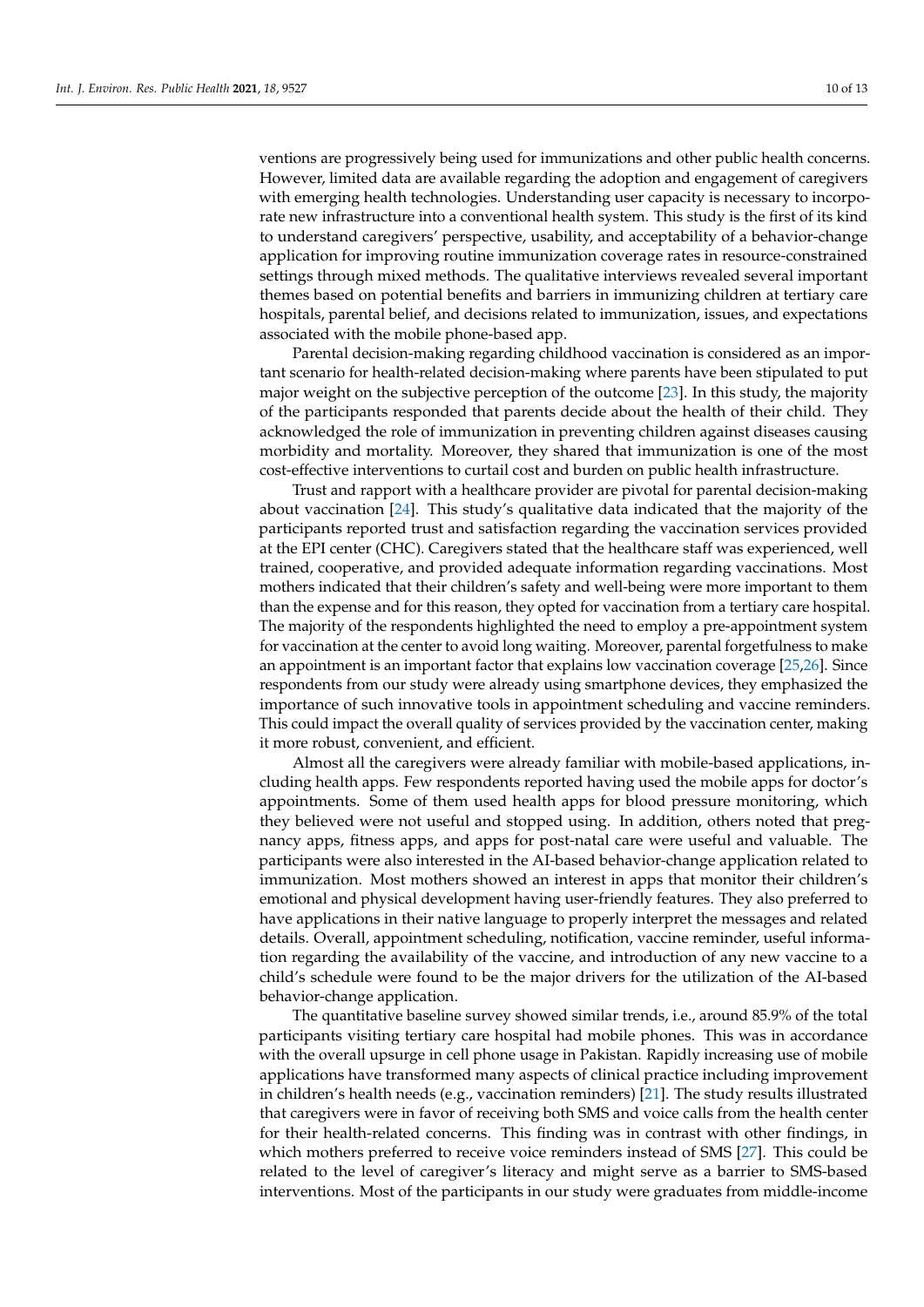ventions are progressively being used for immunizations and other public health concerns. However, limited data are available regarding the adoption and engagement of caregivers with emerging health technologies. Understanding user capacity is necessary to incorporate new infrastructure into a conventional health system. This study is the first of its kind to understand caregivers' perspective, usability, and acceptability of a behavior-change application for improving routine immunization coverage rates in resource-constrained settings through mixed methods. The qualitative interviews revealed several important themes based on potential benefits and barriers in immunizing children at tertiary care hospitals, parental belief, and decisions related to immunization, issues, and expectations associated with the mobile phone-based app.

Parental decision-making regarding childhood vaccination is considered as an important scenario for health-related decision-making where parents have been stipulated to put major weight on the subjective perception of the outcome [23]. In this study, the majority of the participants responded that parents decide about the health of their child. They acknowledged the role of immunization in preventing children against diseases causing morbidity and mortality. Moreover, they shared that immunization is one of the most cost-effective interventions to curtail cost and burden on public health infrastructure.

Trust and rapport with a healthcare provider are pivotal for parental decision-making about vaccination [24]. This study's qualitative data indicated that the majority of the participants reported trust and satisfaction regarding the vaccination services provided at the EPI center (CHC). Caregivers stated that the healthcare staff was experienced, well trained, cooperative, and provided adequate information regarding vaccinations. Most mothers indicated that their children's safety and well-being were more important to them than the expense and for this reason, they opted for vaccination from a tertiary care hospital. The majority of the respondents highlighted the need to employ a pre-appointment system for vaccination at the center to avoid long waiting. Moreover, parental forgetfulness to make an appointment is an important factor that explains low vaccination coverage [25,26]. Since respondents from our study were already using smartphone devices, they emphasized the importance of such innovative tools in appointment scheduling and vaccine reminders. This could impact the overall quality of services provided by the vaccination center, making it more robust, convenient, and efficient.

Almost all the caregivers were already familiar with mobile-based applications, including health apps. Few respondents reported having used the mobile apps for doctor's appointments. Some of them used health apps for blood pressure monitoring, which they believed were not useful and stopped using. In addition, others noted that pregnancy apps, fitness apps, and apps for post-natal care were useful and valuable. The participants were also interested in the AI-based behavior-change application related to immunization. Most mothers showed an interest in apps that monitor their children's emotional and physical development having user-friendly features. They also preferred to have applications in their native language to properly interpret the messages and related details. Overall, appointment scheduling, notification, vaccine reminder, useful information regarding the availability of the vaccine, and introduction of any new vaccine to a child's schedule were found to be the major drivers for the utilization of the AI-based behavior-change application.

The quantitative baseline survey showed similar trends, i.e., around 85.9% of the total participants visiting tertiary care hospital had mobile phones. This was in accordance with the overall upsurge in cell phone usage in Pakistan. Rapidly increasing use of mobile applications have transformed many aspects of clinical practice including improvement in children's health needs (e.g., vaccination reminders) [21]. The study results illustrated that caregivers were in favor of receiving both SMS and voice calls from the health center for their health-related concerns. This finding was in contrast with other findings, in which mothers preferred to receive voice reminders instead of SMS [27]. This could be related to the level of caregiver's literacy and might serve as a barrier to SMS-based interventions. Most of the participants in our study were graduates from middle-income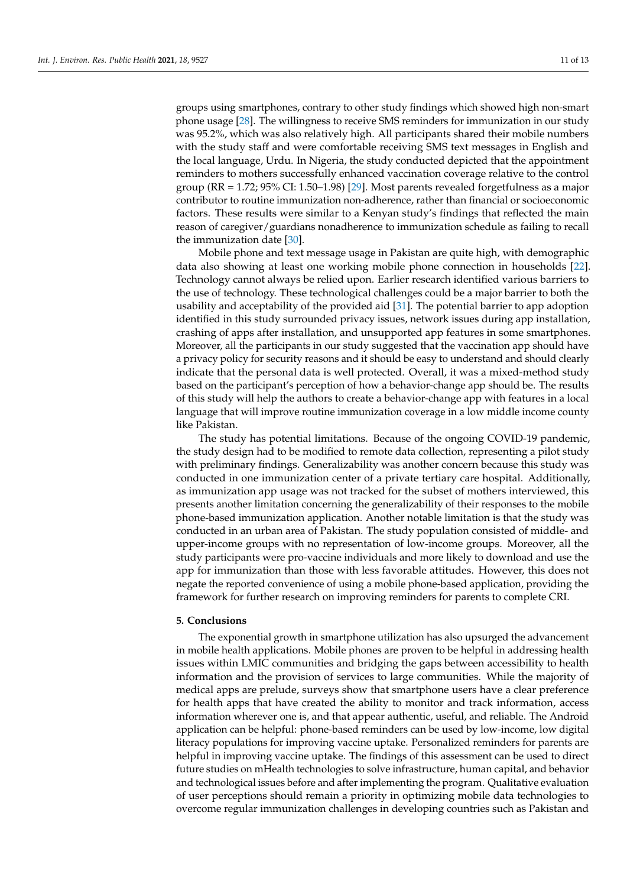groups using smartphones, contrary to other study findings which showed high non-smart phone usage [28]. The willingness to receive SMS reminders for immunization in our study was 95.2%, which was also relatively high. All participants shared their mobile numbers with the study staff and were comfortable receiving SMS text messages in English and the local language, Urdu. In Nigeria, the study conducted depicted that the appointment reminders to mothers successfully enhanced vaccination coverage relative to the control group (RR = 1.72; 95% CI: 1.50–1.98) [29]. Most parents revealed forgetfulness as a major contributor to routine immunization non-adherence, rather than financial or socioeconomic factors. These results were similar to a Kenyan study's findings that reflected the main reason of caregiver/guardians nonadherence to immunization schedule as failing to recall the immunization date [30].

Mobile phone and text message usage in Pakistan are quite high, with demographic data also showing at least one working mobile phone connection in households [22]. Technology cannot always be relied upon. Earlier research identified various barriers to the use of technology. These technological challenges could be a major barrier to both the usability and acceptability of the provided aid [31]. The potential barrier to app adoption identified in this study surrounded privacy issues, network issues during app installation, crashing of apps after installation, and unsupported app features in some smartphones. Moreover, all the participants in our study suggested that the vaccination app should have a privacy policy for security reasons and it should be easy to understand and should clearly indicate that the personal data is well protected. Overall, it was a mixed-method study based on the participant's perception of how a behavior-change app should be. The results of this study will help the authors to create a behavior-change app with features in a local language that will improve routine immunization coverage in a low middle income county like Pakistan.

The study has potential limitations. Because of the ongoing COVID-19 pandemic, the study design had to be modified to remote data collection, representing a pilot study with preliminary findings. Generalizability was another concern because this study was conducted in one immunization center of a private tertiary care hospital. Additionally, as immunization app usage was not tracked for the subset of mothers interviewed, this presents another limitation concerning the generalizability of their responses to the mobile phone-based immunization application. Another notable limitation is that the study was conducted in an urban area of Pakistan. The study population consisted of middle- and upper-income groups with no representation of low-income groups. Moreover, all the study participants were pro-vaccine individuals and more likely to download and use the app for immunization than those with less favorable attitudes. However, this does not negate the reported convenience of using a mobile phone-based application, providing the framework for further research on improving reminders for parents to complete CRI.

## 5. Conclusions

The exponential growth in smartphone utilization has also upsurged the advancement in mobile health applications. Mobile phones are proven to be helpful in addressing health issues within LMIC communities and bridging the gaps between accessibility to health information and the provision of services to large communities. While the majority of medical apps are prelude, surveys show that smartphone users have a clear preference for health apps that have created the ability to monitor and track information, access information wherever one is, and that appear authentic, useful, and reliable. The Android application can be helpful: phone-based reminders can be used by low-income, low digital literacy populations for improving vaccine uptake. Personalized reminders for parents are helpful in improving vaccine uptake. The findings of this assessment can be used to direct future studies on mHealth technologies to solve infrastructure, human capital, and behavior and technological issues before and after implementing the program. Qualitative evaluation of user perceptions should remain a priority in optimizing mobile data technologies to overcome regular immunization challenges in developing countries such as Pakistan and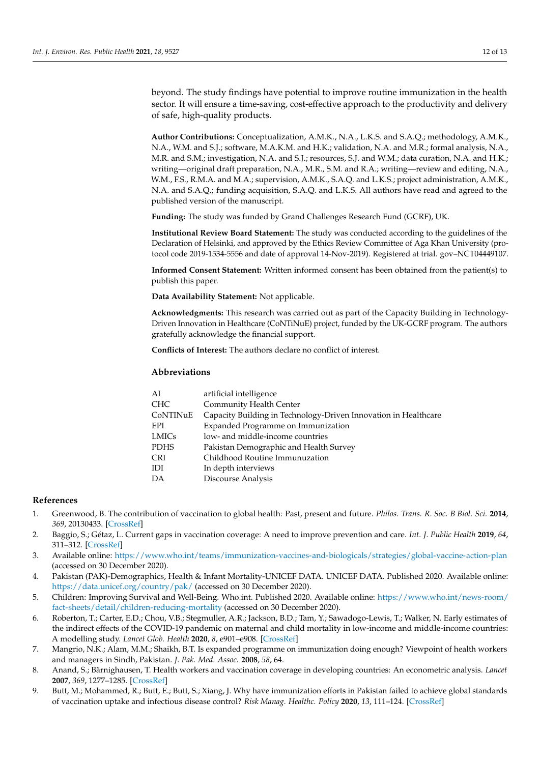beyond. The study findings have potential to improve routine immunization in the health sector. It will ensure a time-saving, cost-effective approach to the productivity and delivery of safe, high-quality products.

**Author Contributions:** Conceptualization, A.M.K., N.A., L.K.S. and S.A.Q.; methodology, A.M.K., N.A., W.M. and S.J.; software, M.A.K.M. and H.K.; validation, N.A. and M.R.; formal analysis, N.A., M.R. and S.M.; investigation, N.A. and S.J.; resources, S.J. and W.M.; data curation, N.A. and H.K.; writing—original draft preparation, N.A., M.R., S.M. and R.A.; writing—review and editing, N.A., W.M., F.S., R.M.A. and M.A.; supervision, A.M.K., S.A.Q. and L.K.S.; project administration, A.M.K., N.A. and S.A.Q.; funding acquisition, S.A.Q. and L.K.S. All authors have read and agreed to the published version of the manuscript.

**Funding:** The study was funded by Grand Challenges Research Fund (GCRF), UK.

**Institutional Review Board Statement:** The study was conducted according to the guidelines of the Declaration of Helsinki, and approved by the Ethics Review Committee of Aga Khan University (protocol code 2019-1534-5556 and date of approval 14-Nov-2019). Registered at trial. gov–NCT04449107.

**Informed Consent Statement:** Written informed consent has been obtained from the patient(s) to publish this paper.

**Data Availability Statement:** Not applicable.

**Acknowledgments:** This research was carried out as part of the Capacity Building in Technology-Driven Innovation in Healthcare (CoNTiNuE) project, funded by the UK-GCRF program. The authors gratefully acknowledge the financial support.

**Conflicts of Interest:** The authors declare no conflict of interest.

## Abbreviations

| | |
|---|---|
| AI | artificial intelligence |
| CHC | Community Health Center |
| CoNTINuE | Capacity Building in Technology-Driven Innovation in Healthcare |
| EPI | Expanded Programme on Immunization |
| LMICs | low- and middle-income countries |
| PDHS | Pakistan Demographic and Health Survey |
| CRI | Childhood Routine Immunuzation |
| IDI | In depth interviews |
| DA | Discourse Analysis |

## References

1. Greenwood, B. The contribution of vaccination to global health: Past, present and future. *Philos. Trans. R. Soc. B Biol. Sci.* **2014**, *369*, 20130433. [CrossRef]
2. Baggio, S.; Gétaz, L. Current gaps in vaccination coverage: A need to improve prevention and care. *Int. J. Public Health* **2019**, *64*, 311–312. [CrossRef]
3. Available online: https://www.who.int/teams/immunization-vaccines-and-biologicals/strategies/global-vaccine-action-plan (accessed on 30 December 2020).
4. Pakistan (PAK)-Demographics, Health & Infant Mortality-UNICEF DATA. UNICEF DATA. Published 2020. Available online: https://data.unicef.org/country/pak/ (accessed on 30 December 2020).
5. Children: Improving Survival and Well-Being. Who.int. Published 2020. Available online: https://www.who.int/news-room/fact-sheets/detail/children-reducing-mortality (accessed on 30 December 2020).
6. Roberton, T.; Carter, E.D.; Chou, V.B.; Stegmuller, A.R.; Jackson, B.D.; Tam, Y.; Sawadogo-Lewis, T.; Walker, N. Early estimates of the indirect effects of the COVID-19 pandemic on maternal and child mortality in low-income and middle-income countries: A modelling study. *Lancet Glob. Health* **2020**, *8*, e901–e908. [CrossRef]
7. Mangrio, N.K.; Alam, M.M.; Shaikh, B.T. Is expanded programme on immunization doing enough? Viewpoint of health workers and managers in Sindh, Pakistan. *J. Pak. Med. Assoc.* **2008**, *58*, 64.
8. Anand, S.; Bärnighausen, T. Health workers and vaccination coverage in developing countries: An econometric analysis. *Lancet* **2007**, *369*, 1277–1285. [CrossRef]
9. Butt, M.; Mohammed, R.; Butt, E.; Butt, S.; Xiang, J. Why have immunization efforts in Pakistan failed to achieve global standards of vaccination uptake and infectious disease control? *Risk Manag. Healthc. Policy* **2020**, *13*, 111–124. [CrossRef]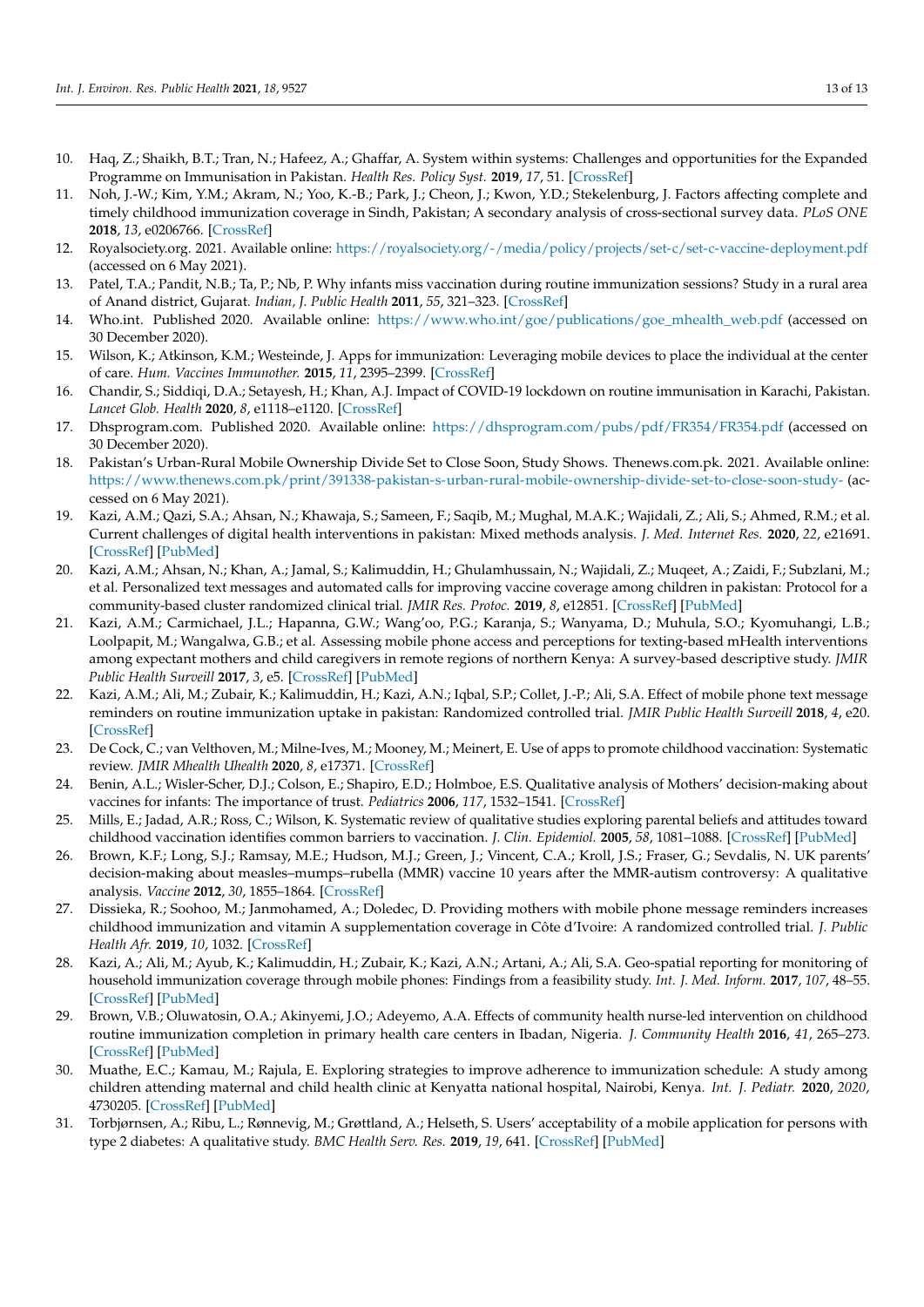10. Haq, Z.; Shaikh, B.T.; Tran, N.; Hafeez, A.; Ghaffar, A. System within systems: Challenges and opportunities for the Expanded Programme on Immunisation in Pakistan. *Health Res. Policy Syst.* **2019**, *17*, 51. [CrossRef]
11. Noh, J.-W.; Kim, Y.M.; Akram, N.; Yoo, K.-B.; Park, J.; Cheon, J.; Kwon, Y.D.; Stekelenburg, J. Factors affecting complete and timely childhood immunization coverage in Sindh, Pakistan; A secondary analysis of cross-sectional survey data. *PLoS ONE* **2018**, *13*, e0206766. [CrossRef]
12. Royalsociety.org. 2021. Available online: https://royalsociety.org/-/media/policy/projects/set-c/set-c-vaccine-deployment.pdf (accessed on 6 May 2021).
13. Patel, T.A.; Pandit, N.B.; Ta, P.; Nb, P. Why infants miss vaccination during routine immunization sessions? Study in a rural area of Anand district, Gujarat. *Indian, J. Public Health* **2011**, *55*, 321–323. [CrossRef]
14. Who.int. Published 2020. Available online: https://www.who.int/goe/publications/goe_mhealth_web.pdf (accessed on 30 December 2020).
15. Wilson, K.; Atkinson, K.M.; Westeinde, J. Apps for immunization: Leveraging mobile devices to place the individual at the center of care. *Hum. Vaccines Immunother.* **2015**, *11*, 2395–2399. [CrossRef]
16. Chandir, S.; Siddiqi, D.A.; Setayesh, H.; Khan, A.J. Impact of COVID-19 lockdown on routine immunisation in Karachi, Pakistan. *Lancet Glob. Health* **2020**, *8*, e1118–e1120. [CrossRef]
17. Dhsprogram.com. Published 2020. Available online: https://dhsprogram.com/pubs/pdf/FR354/FR354.pdf (accessed on 30 December 2020).
18. Pakistan's Urban-Rural Mobile Ownership Divide Set to Close Soon, Study Shows. Thenews.com.pk. 2021. Available online: https://www.thenews.com.pk/print/391338-pakistan-s-urban-rural-mobile-ownership-divide-set-to-close-soon-study- (accessed on 6 May 2021).
19. Kazi, A.M.; Qazi, S.A.; Ahsan, N.; Khawaja, S.; Sameen, F.; Saqib, M.; Mughal, M.A.K.; Wajidali, Z.; Ali, S.; Ahmed, R.M.; et al. Current challenges of digital health interventions in pakistan: Mixed methods analysis. *J. Med. Internet Res.* **2020**, *22*, e21691. [CrossRef] [PubMed]
20. Kazi, A.M.; Ahsan, N.; Khan, A.; Jamal, S.; Kalimuddin, H.; Ghulamhussain, N.; Wajidali, Z.; Muqeet, A.; Zaidi, F.; Subzlani, M.; et al. Personalized text messages and automated calls for improving vaccine coverage among children in pakistan: Protocol for a community-based cluster randomized clinical trial. *JMIR Res. Protoc.* **2019**, *8*, e12851. [CrossRef] [PubMed]
21. Kazi, A.M.; Carmichael, J.L.; Hapanna, G.W.; Wang'oo, P.G.; Karanja, S.; Wanyama, D.; Muhula, S.O.; Kyomuhangi, L.B.; Loolpapit, M.; Wangalwa, G.B.; et al. Assessing mobile phone access and perceptions for texting-based mHealth interventions among expectant mothers and child caregivers in remote regions of northern Kenya: A survey-based descriptive study. *JMIR Public Health Surveill* **2017**, *3*, e5. [CrossRef] [PubMed]
22. Kazi, A.M.; Ali, M.; Zubair, K.; Kalimuddin, H.; Kazi, A.N.; Iqbal, S.P.; Collet, J.-P.; Ali, S.A. Effect of mobile phone text message reminders on routine immunization uptake in pakistan: Randomized controlled trial. *JMIR Public Health Surveill* **2018**, *4*, e20. [CrossRef]
23. De Cock, C.; van Velthoven, M.; Milne-Ives, M.; Mooney, M.; Meinert, E. Use of apps to promote childhood vaccination: Systematic review. *JMIR Mhealth Uhealth* **2020**, *8*, e17371. [CrossRef]
24. Benin, A.L.; Wisler-Scher, D.J.; Colson, E.; Shapiro, E.D.; Holmboe, E.S. Qualitative analysis of Mothers' decision-making about vaccines for infants: The importance of trust. *Pediatrics* **2006**, *117*, 1532–1541. [CrossRef]
25. Mills, E.; Jadad, A.R.; Ross, C.; Wilson, K. Systematic review of qualitative studies exploring parental beliefs and attitudes toward childhood vaccination identifies common barriers to vaccination. *J. Clin. Epidemiol.* **2005**, *58*, 1081–1088. [CrossRef] [PubMed]
26. Brown, K.F.; Long, S.J.; Ramsay, M.E.; Hudson, M.J.; Green, J.; Vincent, C.A.; Kroll, J.S.; Fraser, G.; Sevdalis, N. UK parents' decision-making about measles–mumps–rubella (MMR) vaccine 10 years after the MMR-autism controversy: A qualitative analysis. *Vaccine* **2012**, *30*, 1855–1864. [CrossRef]
27. Dissieka, R.; Soohoo, M.; Janmohamed, A.; Doledec, D. Providing mothers with mobile phone message reminders increases childhood immunization and vitamin A supplementation coverage in Côte d'Ivoire: A randomized controlled trial. *J. Public Health Afr.* **2019**, *10*, 1032. [CrossRef]
28. Kazi, A.; Ali, M.; Ayub, K.; Kalimuddin, H.; Zubair, K.; Kazi, A.N.; Artani, A.; Ali, S.A. Geo-spatial reporting for monitoring of household immunization coverage through mobile phones: Findings from a feasibility study. *Int. J. Med. Inform.* **2017**, *107*, 48–55. [CrossRef] [PubMed]
29. Brown, V.B.; Oluwatosin, O.A.; Akinyemi, J.O.; Adeyemo, A.A. Effects of community health nurse-led intervention on childhood routine immunization completion in primary health care centers in Ibadan, Nigeria. *J. Community Health* **2016**, *41*, 265–273. [CrossRef] [PubMed]
30. Muathe, E.C.; Kamau, M.; Rajula, E. Exploring strategies to improve adherence to immunization schedule: A study among children attending maternal and child health clinic at Kenyatta national hospital, Nairobi, Kenya. *Int. J. Pediatr.* **2020**, *2020*, 4730205. [CrossRef] [PubMed]
31. Torbjørnsen, A.; Ribu, L.; Rønnevig, M.; Grøttland, A.; Helseth, S. Users' acceptability of a mobile application for persons with type 2 diabetes: A qualitative study. *BMC Health Serv. Res.* **2019**, *19*, 641. [CrossRef] [PubMed]